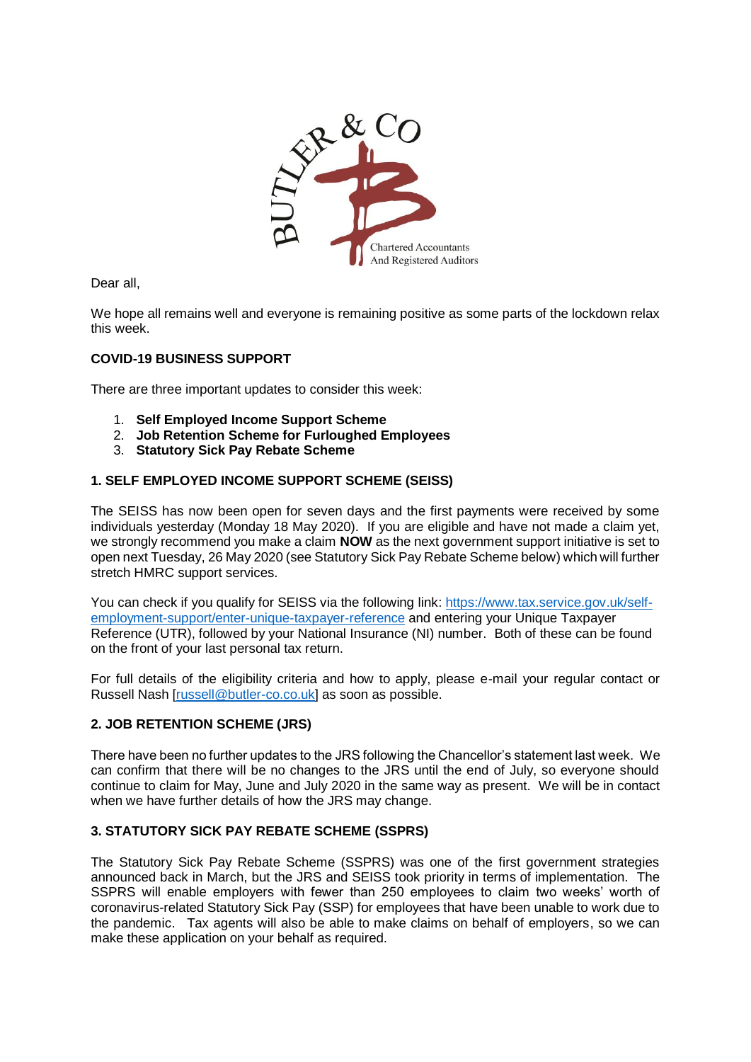BUTLER & CO

Chartered Accountants
And Registered Auditors

Dear all,

We hope all remains well and everyone is remaining positive as some parts of the lockdown relax this week.

**COVID-19 BUSINESS SUPPORT**

There are three important updates to consider this week:

1. **Self Employed Income Support Scheme**
2. **Job Retention Scheme for Furloughed Employees**
3. **Statutory Sick Pay Rebate Scheme**

**1. SELF EMPLOYED INCOME SUPPORT SCHEME (SEISS)**

The SEISS has now been open for seven days and the first payments were received by some individuals yesterday (Monday 18 May 2020). If you are eligible and have not made a claim yet, we strongly recommend you make a claim **NOW** as the next government support initiative is set to open next Tuesday, 26 May 2020 (see Statutory Sick Pay Rebate Scheme below) which will further stretch HMRC support services.

You can check if you qualify for SEISS via the following link: [https://www.tax.service.gov.uk/self-employment-support/enter-unique-taxpayer-reference](https://www.tax.service.gov.uk/self-employment-support/enter-unique-taxpayer-reference) and entering your Unique Taxpayer Reference (UTR), followed by your National Insurance (NI) number. Both of these can be found on the front of your last personal tax return.

For full details of the eligibility criteria and how to apply, please e-mail your regular contact or Russell Nash [russell@butler-co.co.uk] as soon as possible.

**2. JOB RETENTION SCHEME (JRS)**

There have been no further updates to the JRS following the Chancellor's statement last week. We can confirm that there will be no changes to the JRS until the end of July, so everyone should continue to claim for May, June and July 2020 in the same way as present. We will be in contact when we have further details of how the JRS may change.

**3. STATUTORY SICK PAY REBATE SCHEME (SSPRS)**

The Statutory Sick Pay Rebate Scheme (SSPRS) was one of the first government strategies announced back in March, but the JRS and SEISS took priority in terms of implementation. The SSPRS will enable employers with fewer than 250 employees to claim two weeks' worth of coronavirus-related Statutory Sick Pay (SSP) for employees that have been unable to work due to the pandemic. Tax agents will also be able to make claims on behalf of employers, so we can make these application on your behalf as required.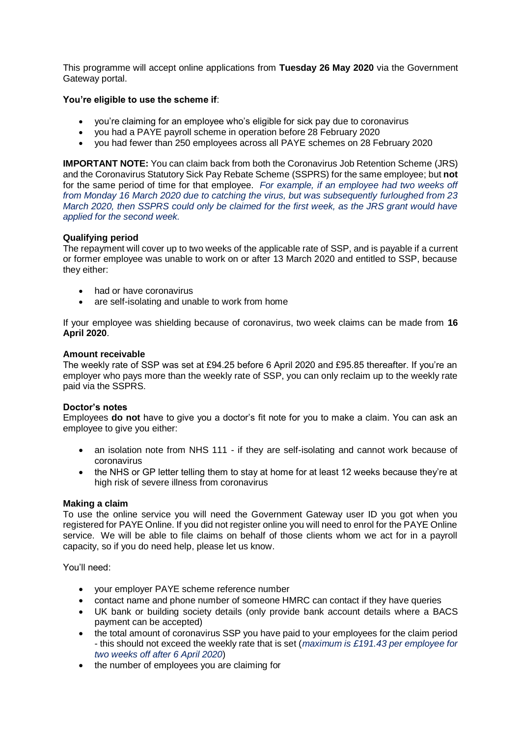This programme will accept online applications from **Tuesday 26 May 2020** via the Government Gateway portal.

**You're eligible to use the scheme if**:

- you're claiming for an employee who's eligible for sick pay due to coronavirus
- you had a PAYE payroll scheme in operation before 28 February 2020
- you had fewer than 250 employees across all PAYE schemes on 28 February 2020

**IMPORTANT NOTE:** You can claim back from both the Coronavirus Job Retention Scheme (JRS) and the Coronavirus Statutory Sick Pay Rebate Scheme (SSPRS) for the same employee; but **not** for the same period of time for that employee. *For example, if an employee had two weeks off from Monday 16 March 2020 due to catching the virus, but was subsequently furloughed from 23 March 2020, then SSPRS could only be claimed for the first week, as the JRS grant would have applied for the second week.*

**Qualifying period**
The repayment will cover up to two weeks of the applicable rate of SSP, and is payable if a current or former employee was unable to work on or after 13 March 2020 and entitled to SSP, because they either:

- had or have coronavirus
- are self-isolating and unable to work from home

If your employee was shielding because of coronavirus, two week claims can be made from **16 April 2020**.

**Amount receivable**
The weekly rate of SSP was set at £94.25 before 6 April 2020 and £95.85 thereafter. If you're an employer who pays more than the weekly rate of SSP, you can only reclaim up to the weekly rate paid via the SSPRS.

**Doctor's notes**
Employees **do not** have to give you a doctor's fit note for you to make a claim. You can ask an employee to give you either:

- an isolation note from NHS 111 - if they are self-isolating and cannot work because of coronavirus
- the NHS or GP letter telling them to stay at home for at least 12 weeks because they're at high risk of severe illness from coronavirus

**Making a claim**
To use the online service you will need the Government Gateway user ID you got when you registered for PAYE Online. If you did not register online you will need to enrol for the PAYE Online service. We will be able to file claims on behalf of those clients whom we act for in a payroll capacity, so if you do need help, please let us know.

You'll need:

- your employer PAYE scheme reference number
- contact name and phone number of someone HMRC can contact if they have queries
- UK bank or building society details (only provide bank account details where a BACS payment can be accepted)
- the total amount of coronavirus SSP you have paid to your employees for the claim period - this should not exceed the weekly rate that is set (*maximum is £191.43 per employee for two weeks off after 6 April 2020*)
- the number of employees you are claiming for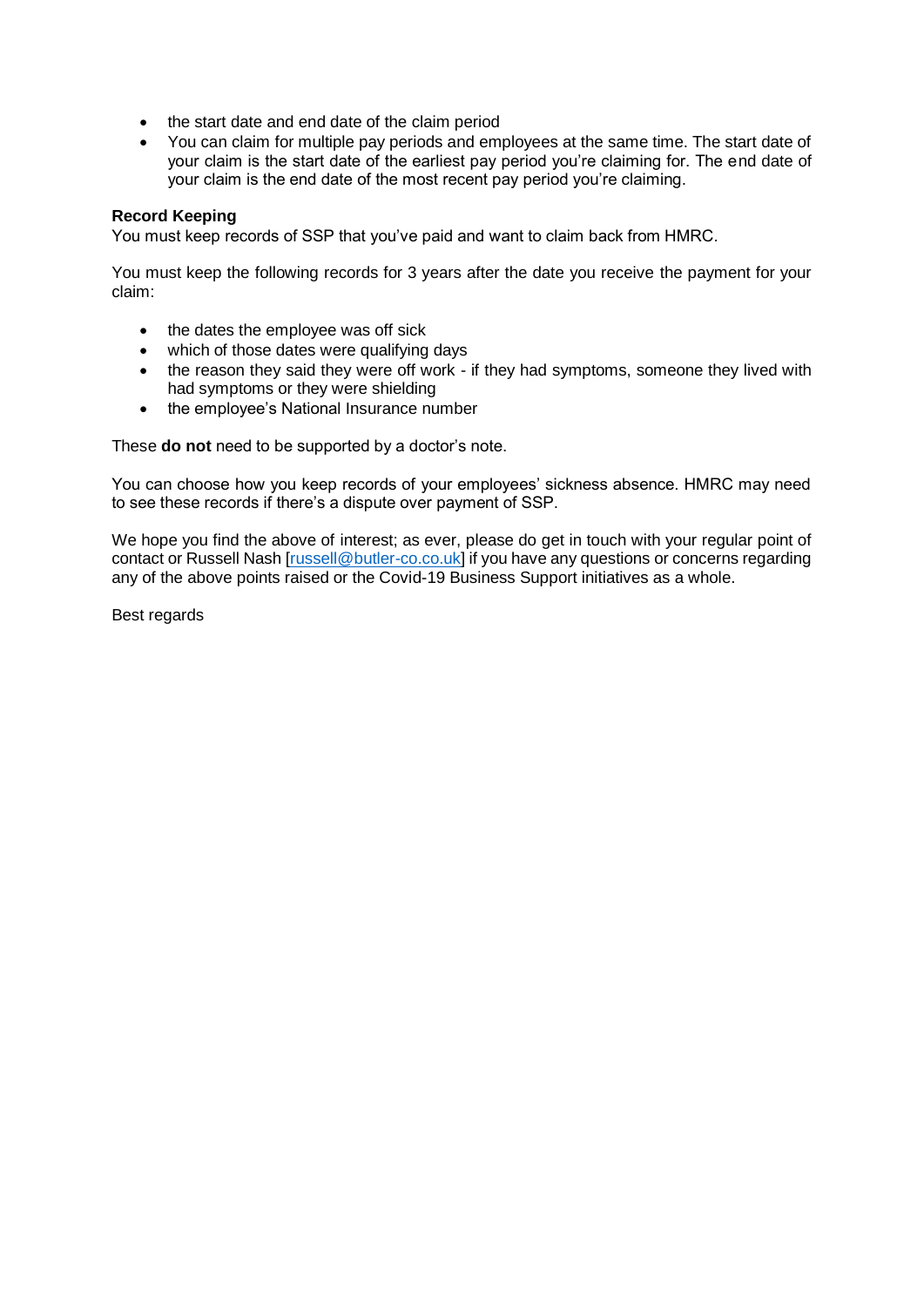- the start date and end date of the claim period
- You can claim for multiple pay periods and employees at the same time. The start date of your claim is the start date of the earliest pay period you're claiming for. The end date of your claim is the end date of the most recent pay period you're claiming.

**Record Keeping**

You must keep records of SSP that you've paid and want to claim back from HMRC.

You must keep the following records for 3 years after the date you receive the payment for your claim:

- the dates the employee was off sick
- which of those dates were qualifying days
- the reason they said they were off work - if they had symptoms, someone they lived with had symptoms or they were shielding
- the employee's National Insurance number

These **do not** need to be supported by a doctor's note.

You can choose how you keep records of your employees' sickness absence. HMRC may need to see these records if there's a dispute over payment of SSP.

We hope you find the above of interest; as ever, please do get in touch with your regular point of contact or Russell Nash [russell@butler-co.co.uk] if you have any questions or concerns regarding any of the above points raised or the Covid-19 Business Support initiatives as a whole.

Best regards